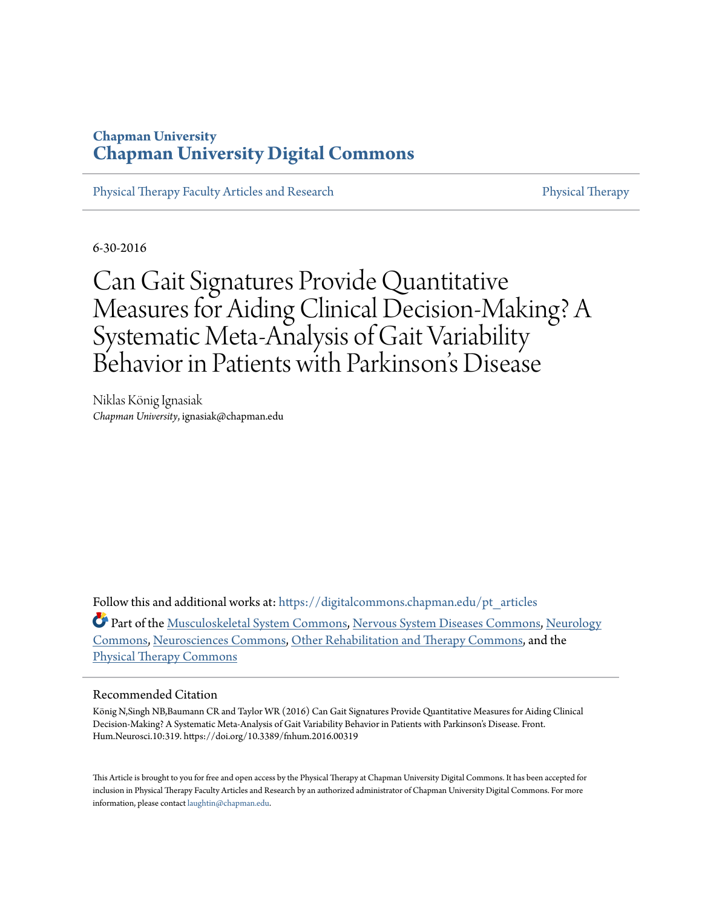**Chapman University**
**Chapman University Digital Commons**

Physical Therapy Faculty Articles and Research — Physical Therapy

6-30-2016

# Can Gait Signatures Provide Quantitative Measures for Aiding Clinical Decision-Making? A Systematic Meta-Analysis of Gait Variability Behavior in Patients with Parkinson's Disease

Niklas König Ignasiak
*Chapman University*, ignasiak@chapman.edu

Follow this and additional works at: https://digitalcommons.chapman.edu/pt_articles

Part of the Musculoskeletal System Commons, Nervous System Diseases Commons, Neurology Commons, Neurosciences Commons, Other Rehabilitation and Therapy Commons, and the Physical Therapy Commons

## Recommended Citation

König N,Singh NB,Baumann CR and Taylor WR (2016) Can Gait Signatures Provide Quantitative Measures for Aiding Clinical Decision-Making? A Systematic Meta-Analysis of Gait Variability Behavior in Patients with Parkinson's Disease. Front. Hum.Neurosci.10:319. https://doi.org/10.3389/fnhum.2016.00319

This Article is brought to you for free and open access by the Physical Therapy at Chapman University Digital Commons. It has been accepted for inclusion in Physical Therapy Faculty Articles and Research by an authorized administrator of Chapman University Digital Commons. For more information, please contact laughtin@chapman.edu.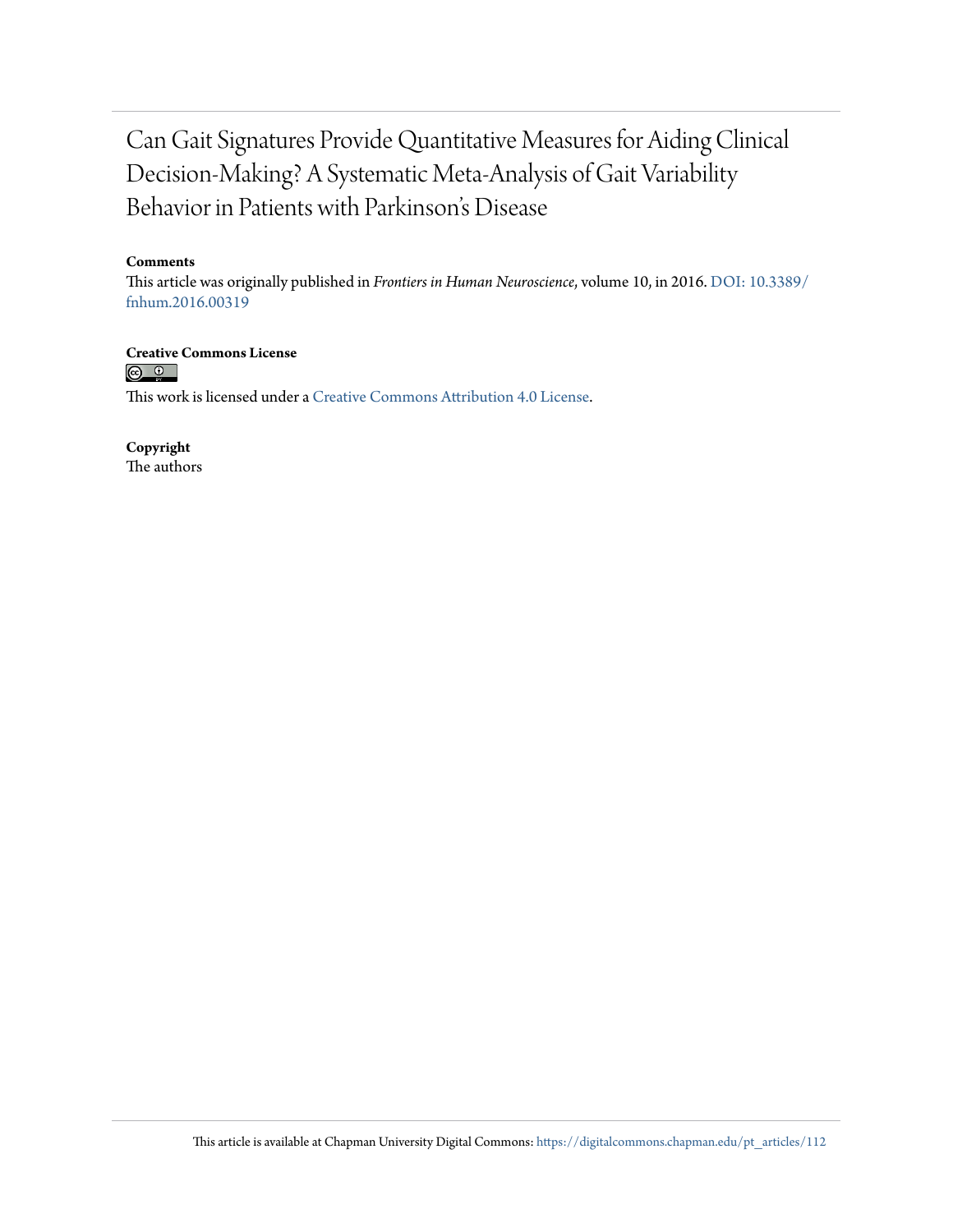# Can Gait Signatures Provide Quantitative Measures for Aiding Clinical Decision-Making? A Systematic Meta-Analysis of Gait Variability Behavior in Patients with Parkinson's Disease

**Comments**

This article was originally published in *Frontiers in Human Neuroscience*, volume 10, in 2016. DOI: 10.3389/fnhum.2016.00319

**Creative Commons License**

This work is licensed under a Creative Commons Attribution 4.0 License.

**Copyright**

The authors

This article is available at Chapman University Digital Commons: https://digitalcommons.chapman.edu/pt_articles/112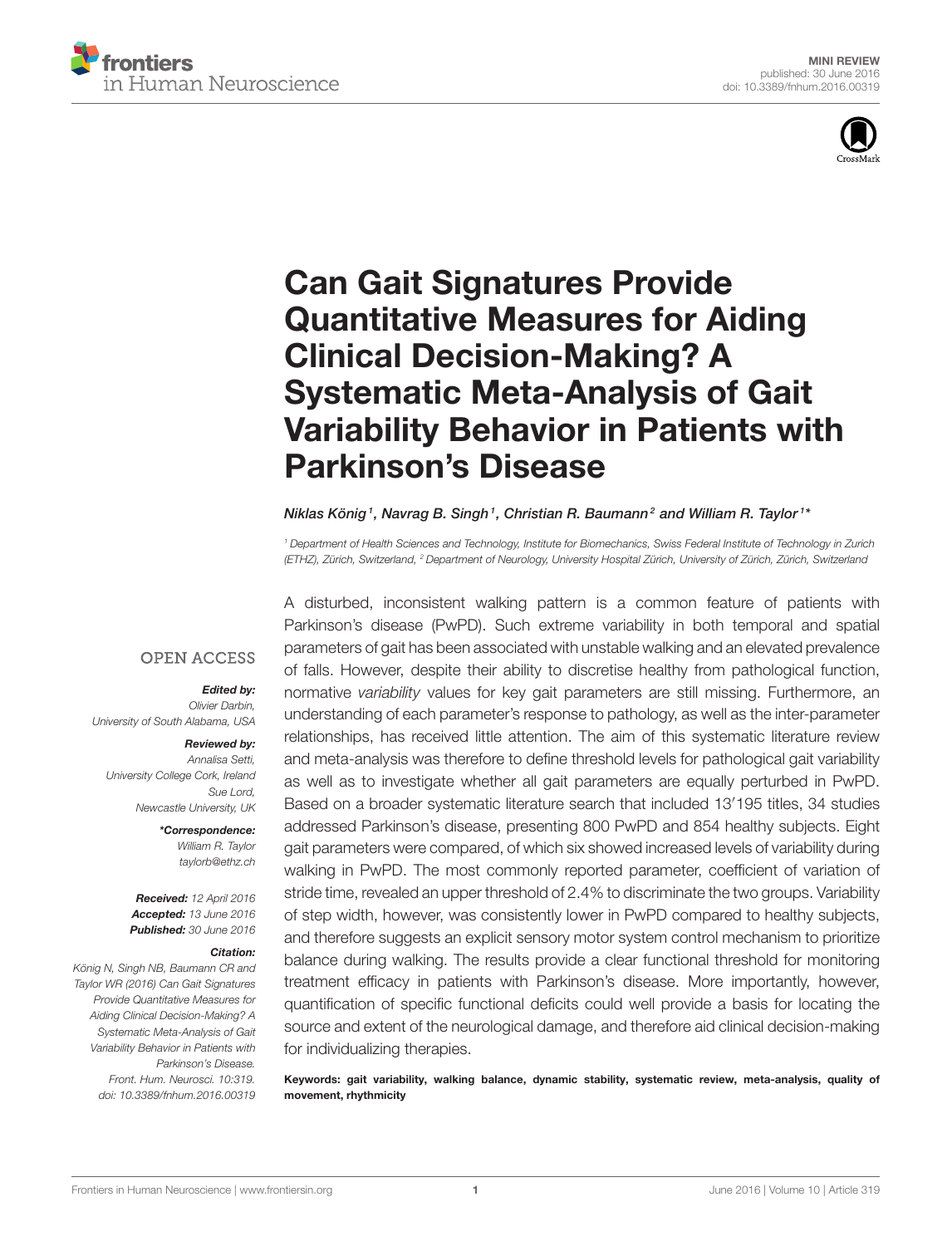# Can Gait Signatures Provide Quantitative Measures for Aiding Clinical Decision-Making? A Systematic Meta-Analysis of Gait Variability Behavior in Patients with Parkinson's Disease

*Niklas König[1], Navrag B. Singh[1], Christian R. Baumann[2] and William R. Taylor[1]**

[1] Department of Health Sciences and Technology, Institute for Biomechanics, Swiss Federal Institute of Technology in Zurich (ETHZ), Zürich, Switzerland, [2] Department of Neurology, University Hospital Zürich, University of Zürich, Zürich, Switzerland

OPEN ACCESS

***Edited by:***
*Olivier Darbin,*
*University of South Alabama, USA*

***Reviewed by:***
*Annalisa Setti,*
*University College Cork, Ireland*
*Sue Lord,*
*Newcastle University, UK*

***\*Correspondence:***
*William R. Taylor*
*taylorb@ethz.ch*

***Received:*** *12 April 2016*
***Accepted:*** *13 June 2016*
***Published:*** *30 June 2016*

***Citation:***
*König N, Singh NB, Baumann CR and Taylor WR (2016) Can Gait Signatures Provide Quantitative Measures for Aiding Clinical Decision-Making? A Systematic Meta-Analysis of Gait Variability Behavior in Patients with Parkinson's Disease. Front. Hum. Neurosci. 10:319. doi: 10.3389/fnhum.2016.00319*

A disturbed, inconsistent walking pattern is a common feature of patients with Parkinson's disease (PwPD). Such extreme variability in both temporal and spatial parameters of gait has been associated with unstable walking and an elevated prevalence of falls. However, despite their ability to discretise healthy from pathological function, normative *variability* values for key gait parameters are still missing. Furthermore, an understanding of each parameter's response to pathology, as well as the inter-parameter relationships, has received little attention. The aim of this systematic literature review and meta-analysis was therefore to define threshold levels for pathological gait variability as well as to investigate whether all gait parameters are equally perturbed in PwPD. Based on a broader systematic literature search that included 13′195 titles, 34 studies addressed Parkinson's disease, presenting 800 PwPD and 854 healthy subjects. Eight gait parameters were compared, of which six showed increased levels of variability during walking in PwPD. The most commonly reported parameter, coefficient of variation of stride time, revealed an upper threshold of 2.4% to discriminate the two groups. Variability of step width, however, was consistently lower in PwPD compared to healthy subjects, and therefore suggests an explicit sensory motor system control mechanism to prioritize balance during walking. The results provide a clear functional threshold for monitoring treatment efficacy in patients with Parkinson's disease. More importantly, however, quantification of specific functional deficits could well provide a basis for locating the source and extent of the neurological damage, and therefore aid clinical decision-making for individualizing therapies.

**Keywords: gait variability, walking balance, dynamic stability, systematic review, meta-analysis, quality of movement, rhythmicity**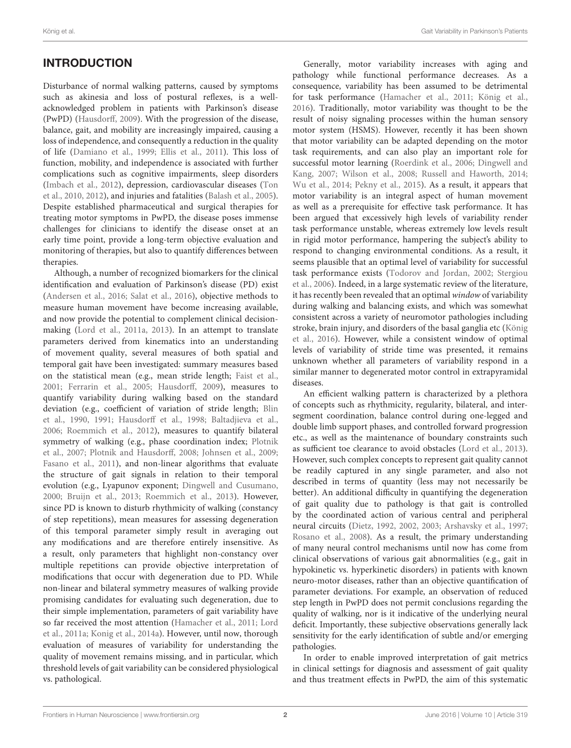## INTRODUCTION

Disturbance of normal walking patterns, caused by symptoms such as akinesia and loss of postural reflexes, is a well-acknowledged problem in patients with Parkinson's disease (PwPD) (Hausdorff, 2009). With the progression of the disease, balance, gait, and mobility are increasingly impaired, causing a loss of independence, and consequently a reduction in the quality of life (Damiano et al., 1999; Ellis et al., 2011). This loss of function, mobility, and independence is associated with further complications such as cognitive impairments, sleep disorders (Imbach et al., 2012), depression, cardiovascular diseases (Ton et al., 2010, 2012), and injuries and fatalities (Balash et al., 2005). Despite established pharmaceutical and surgical therapies for treating motor symptoms in PwPD, the disease poses immense challenges for clinicians to identify the disease onset at an early time point, provide a long-term objective evaluation and monitoring of therapies, but also to quantify differences between therapies.

Although, a number of recognized biomarkers for the clinical identification and evaluation of Parkinson's disease (PD) exist (Andersen et al., 2016; Salat et al., 2016), objective methods to measure human movement have become increasing available, and now provide the potential to complement clinical decision-making (Lord et al., 2011a, 2013). In an attempt to translate parameters derived from kinematics into an understanding of movement quality, several measures of both spatial and temporal gait have been investigated: summary measures based on the statistical mean (e.g., mean stride length; Faist et al., 2001; Ferrarin et al., 2005; Hausdorff, 2009), measures to quantify variability during walking based on the standard deviation (e.g., coefficient of variation of stride length; Blin et al., 1990, 1991; Hausdorff et al., 1998; Baltadjieva et al., 2006; Roemmich et al., 2012), measures to quantify bilateral symmetry of walking (e.g., phase coordination index; Plotnik et al., 2007; Plotnik and Hausdorff, 2008; Johnsen et al., 2009; Fasano et al., 2011), and non-linear algorithms that evaluate the structure of gait signals in relation to their temporal evolution (e.g., Lyapunov exponent; Dingwell and Cusumano, 2000; Bruijn et al., 2013; Roemmich et al., 2013). However, since PD is known to disturb rhythmicity of walking (constancy of step repetitions), mean measures for assessing degeneration of this temporal parameter simply result in averaging out any modifications and are therefore entirely insensitive. As a result, only parameters that highlight non-constancy over multiple repetitions can provide objective interpretation of modifications that occur with degeneration due to PD. While non-linear and bilateral symmetry measures of walking provide promising candidates for evaluating such degeneration, due to their simple implementation, parameters of gait variability have so far received the most attention (Hamacher et al., 2011; Lord et al., 2011a; Konig et al., 2014a). However, until now, thorough evaluation of measures of variability for understanding the quality of movement remains missing, and in particular, which threshold levels of gait variability can be considered physiological vs. pathological.

Generally, motor variability increases with aging and pathology while functional performance decreases. As a consequence, variability has been assumed to be detrimental for task performance (Hamacher et al., 2011; König et al., 2016). Traditionally, motor variability was thought to be the result of noisy signaling processes within the human sensory motor system (HSMS). However, recently it has been shown that motor variability can be adapted depending on the motor task requirements, and can also play an important role for successful motor learning (Roerdink et al., 2006; Dingwell and Kang, 2007; Wilson et al., 2008; Russell and Haworth, 2014; Wu et al., 2014; Pekny et al., 2015). As a result, it appears that motor variability is an integral aspect of human movement as well as a prerequisite for effective task performance. It has been argued that excessively high levels of variability render task performance unstable, whereas extremely low levels result in rigid motor performance, hampering the subject's ability to respond to changing environmental conditions. As a result, it seems plausible that an optimal level of variability for successful task performance exists (Todorov and Jordan, 2002; Stergiou et al., 2006). Indeed, in a large systematic review of the literature, it has recently been revealed that an optimal *window* of variability during walking and balancing exists, and which was somewhat consistent across a variety of neuromotor pathologies including stroke, brain injury, and disorders of the basal ganglia etc (König et al., 2016). However, while a consistent window of optimal levels of variability of stride time was presented, it remains unknown whether all parameters of variability respond in a similar manner to degenerated motor control in extrapyramidal diseases.

An efficient walking pattern is characterized by a plethora of concepts such as rhythmicity, regularity, bilateral, and inter-segment coordination, balance control during one-legged and double limb support phases, and controlled forward progression etc., as well as the maintenance of boundary constraints such as sufficient toe clearance to avoid obstacles (Lord et al., 2013). However, such complex concepts to represent gait quality cannot be readily captured in any single parameter, and also not described in terms of quantity (less may not necessarily be better). An additional difficulty in quantifying the degeneration of gait quality due to pathology is that gait is controlled by the coordinated action of various central and peripheral neural circuits (Dietz, 1992, 2002, 2003; Arshavsky et al., 1997; Rosano et al., 2008). As a result, the primary understanding of many neural control mechanisms until now has come from clinical observations of various gait abnormalities (e.g., gait in hypokinetic vs. hyperkinetic disorders) in patients with known neuro-motor diseases, rather than an objective quantification of parameter deviations. For example, an observation of reduced step length in PwPD does not permit conclusions regarding the quality of walking, nor is it indicative of the underlying neural deficit. Importantly, these subjective observations generally lack sensitivity for the early identification of subtle and/or emerging pathologies.

In order to enable improved interpretation of gait metrics in clinical settings for diagnosis and assessment of gait quality and thus treatment effects in PwPD, the aim of this systematic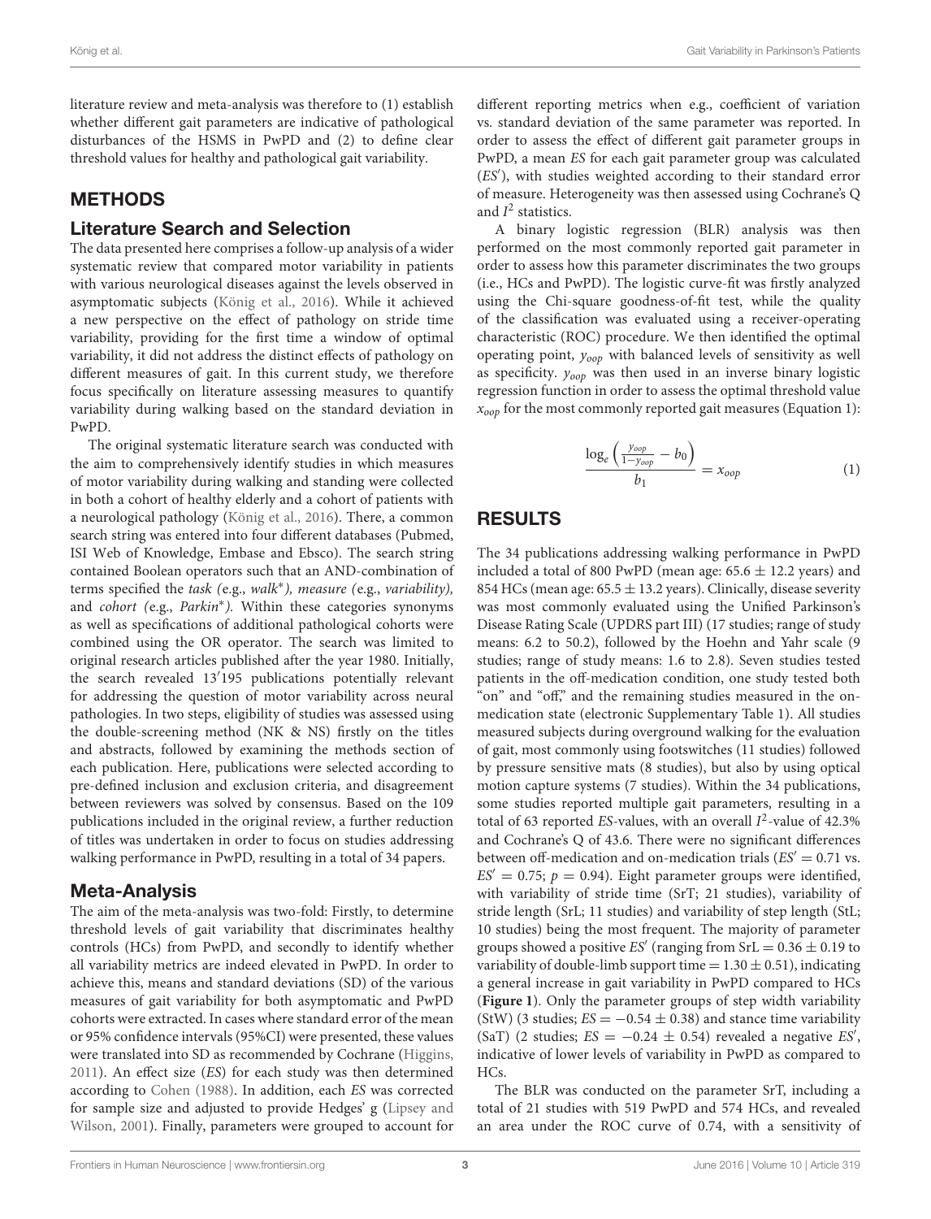literature review and meta-analysis was therefore to (1) establish whether different gait parameters are indicative of pathological disturbances of the HSMS in PwPD and (2) to define clear threshold values for healthy and pathological gait variability.

## METHODS

### Literature Search and Selection

The data presented here comprises a follow-up analysis of a wider systematic review that compared motor variability in patients with various neurological diseases against the levels observed in asymptomatic subjects (König et al., 2016). While it achieved a new perspective on the effect of pathology on stride time variability, providing for the first time a window of optimal variability, it did not address the distinct effects of pathology on different measures of gait. In this current study, we therefore focus specifically on literature assessing measures to quantify variability during walking based on the standard deviation in PwPD.

The original systematic literature search was conducted with the aim to comprehensively identify studies in which measures of motor variability during walking and standing were collected in both a cohort of healthy elderly and a cohort of patients with a neurological pathology (König et al., 2016). There, a common search string was entered into four different databases (Pubmed, ISI Web of Knowledge, Embase and Ebsco). The search string contained Boolean operators such that an AND-combination of terms specified the *task (*e.g., *walk*\*), measure (*e.g., *variability),* and *cohort (*e.g., *Parkin*\*). Within these categories synonyms as well as specifications of additional pathological cohorts were combined using the OR operator. The search was limited to original research articles published after the year 1980. Initially, the search revealed 13′195 publications potentially relevant for addressing the question of motor variability across neural pathologies. In two steps, eligibility of studies was assessed using the double-screening method (NK & NS) firstly on the titles and abstracts, followed by examining the methods section of each publication. Here, publications were selected according to pre-defined inclusion and exclusion criteria, and disagreement between reviewers was solved by consensus. Based on the 109 publications included in the original review, a further reduction of titles was undertaken in order to focus on studies addressing walking performance in PwPD, resulting in a total of 34 papers.

### Meta-Analysis

The aim of the meta-analysis was two-fold: Firstly, to determine threshold levels of gait variability that discriminates healthy controls (HCs) from PwPD, and secondly to identify whether all variability metrics are indeed elevated in PwPD. In order to achieve this, means and standard deviations (SD) of the various measures of gait variability for both asymptomatic and PwPD cohorts were extracted. In cases where standard error of the mean or 95% confidence intervals (95%CI) were presented, these values were translated into SD as recommended by Cochrane (Higgins, 2011). An effect size (*ES*) for each study was then determined according to Cohen (1988). In addition, each *ES* was corrected for sample size and adjusted to provide Hedges' g (Lipsey and Wilson, 2001). Finally, parameters were grouped to account for different reporting metrics when e.g., coefficient of variation vs. standard deviation of the same parameter was reported. In order to assess the effect of different gait parameter groups in PwPD, a mean *ES* for each gait parameter group was calculated ($ES'$), with studies weighted according to their standard error of measure. Heterogeneity was then assessed using Cochrane's Q and $I^2$ statistics.

A binary logistic regression (BLR) analysis was then performed on the most commonly reported gait parameter in order to assess how this parameter discriminates the two groups (i.e., HCs and PwPD). The logistic curve-fit was firstly analyzed using the Chi-square goodness-of-fit test, while the quality of the classification was evaluated using a receiver-operating characteristic (ROC) procedure. We then identified the optimal operating point, $y_{oop}$ with balanced levels of sensitivity as well as specificity. $y_{oop}$ was then used in an inverse binary logistic regression function in order to assess the optimal threshold value $x_{oop}$ for the most commonly reported gait measures (Equation 1):

$$\frac{\log_e\left(\frac{y_{oop}}{1-y_{oop}} - b_0\right)}{b_1} = x_{oop} \tag{1}$$

## RESULTS

The 34 publications addressing walking performance in PwPD included a total of 800 PwPD (mean age: 65.6 ± 12.2 years) and 854 HCs (mean age: 65.5 ± 13.2 years). Clinically, disease severity was most commonly evaluated using the Unified Parkinson's Disease Rating Scale (UPDRS part III) (17 studies; range of study means: 6.2 to 50.2), followed by the Hoehn and Yahr scale (9 studies; range of study means: 1.6 to 2.8). Seven studies tested patients in the off-medication condition, one study tested both "on" and "off," and the remaining studies measured in the on-medication state (electronic Supplementary Table 1). All studies measured subjects during overground walking for the evaluation of gait, most commonly using footswitches (11 studies) followed by pressure sensitive mats (8 studies), but also by using optical motion capture systems (7 studies). Within the 34 publications, some studies reported multiple gait parameters, resulting in a total of 63 reported *ES*-values, with an overall $I^2$-value of 42.3% and Cochrane's Q of 43.6. There were no significant differences between off-medication and on-medication trials ($ES' = 0.71$ vs. $ES' = 0.75$; $p = 0.94$). Eight parameter groups were identified, with variability of stride time (SrT; 21 studies), variability of stride length (SrL; 11 studies) and variability of step length (StL; 10 studies) being the most frequent. The majority of parameter groups showed a positive $ES'$ (ranging from SrL = 0.36 ± 0.19 to variability of double-limb support time = 1.30 ± 0.51), indicating a general increase in gait variability in PwPD compared to HCs (**Figure 1**). Only the parameter groups of step width variability (StW) (3 studies; $ES = -0.54 \pm 0.38$) and stance time variability (SaT) (2 studies; $ES = -0.24 \pm 0.54$) revealed a negative $ES'$, indicative of lower levels of variability in PwPD as compared to HCs.

The BLR was conducted on the parameter SrT, including a total of 21 studies with 519 PwPD and 574 HCs, and revealed an area under the ROC curve of 0.74, with a sensitivity of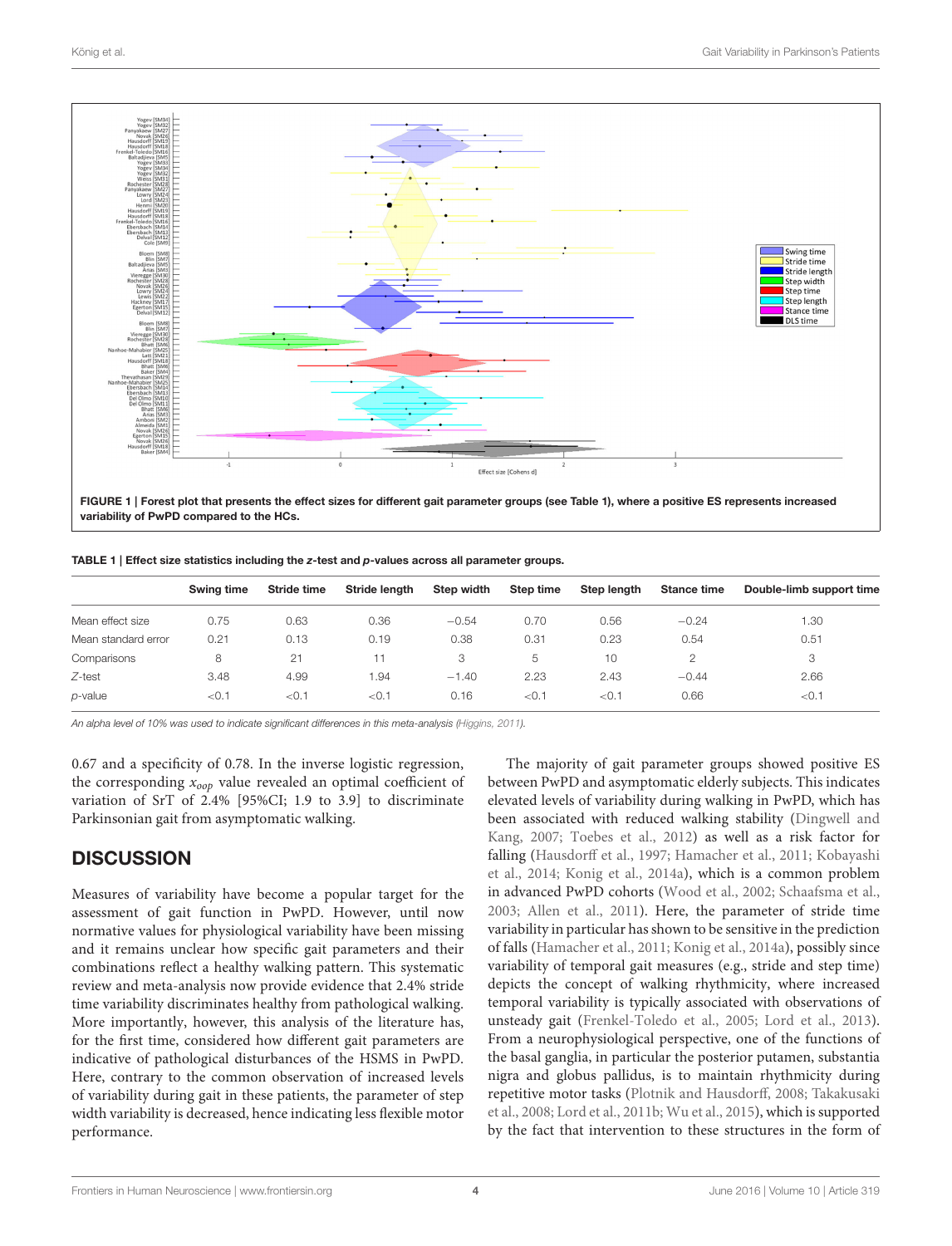FIGURE 1 | Forest plot that presents the effect sizes for different gait parameter groups (see Table 1), where a positive ES represents increased variability of PwPD compared to the HCs.

TABLE 1 | Effect size statistics including the *z*-test and *p*-values across all parameter groups.

| | Swing time | Stride time | Stride length | Step width | Step time | Step length | Stance time | Double-limb support time |
|---|---|---|---|---|---|---|---|---|
| Mean effect size | 0.75 | 0.63 | 0.36 | −0.54 | 0.70 | 0.56 | −0.24 | 1.30 |
| Mean standard error | 0.21 | 0.13 | 0.19 | 0.38 | 0.31 | 0.23 | 0.54 | 0.51 |
| Comparisons | 8 | 21 | 11 | 3 | 5 | 10 | 2 | 3 |
| *Z*-test | 3.48 | 4.99 | 1.94 | −1.40 | 2.23 | 2.43 | −0.44 | 2.66 |
| *p*-value | <0.1 | <0.1 | <0.1 | 0.16 | <0.1 | <0.1 | 0.66 | <0.1 |

*An alpha level of 10% was used to indicate significant differences in this meta-analysis (Higgins, 2011).*

0.67 and a specificity of 0.78. In the inverse logistic regression, the corresponding $x_{oop}$ value revealed an optimal coefficient of variation of SrT of 2.4% [95%CI; 1.9 to 3.9] to discriminate Parkinsonian gait from asymptomatic walking.

## DISCUSSION

Measures of variability have become a popular target for the assessment of gait function in PwPD. However, until now normative values for physiological variability have been missing and it remains unclear how specific gait parameters and their combinations reflect a healthy walking pattern. This systematic review and meta-analysis now provide evidence that 2.4% stride time variability discriminates healthy from pathological walking. More importantly, however, this analysis of the literature has, for the first time, considered how different gait parameters are indicative of pathological disturbances of the HSMS in PwPD. Here, contrary to the common observation of increased levels of variability during gait in these patients, the parameter of step width variability is decreased, hence indicating less flexible motor performance.

The majority of gait parameter groups showed positive ES between PwPD and asymptomatic elderly subjects. This indicates elevated levels of variability during walking in PwPD, which has been associated with reduced walking stability (Dingwell and Kang, 2007; Toebes et al., 2012) as well as a risk factor for falling (Hausdorff et al., 1997; Hamacher et al., 2011; Kobayashi et al., 2014; Konig et al., 2014a), which is a common problem in advanced PwPD cohorts (Wood et al., 2002; Schaafsma et al., 2003; Allen et al., 2011). Here, the parameter of stride time variability in particular has shown to be sensitive in the prediction of falls (Hamacher et al., 2011; Konig et al., 2014a), possibly since variability of temporal gait measures (e.g., stride and step time) depicts the concept of walking rhythmicity, where increased temporal variability is typically associated with observations of unsteady gait (Frenkel-Toledo et al., 2005; Lord et al., 2013). From a neurophysiological perspective, one of the functions of the basal ganglia, in particular the posterior putamen, substantia nigra and globus pallidus, is to maintain rhythmicity during repetitive motor tasks (Plotnik and Hausdorff, 2008; Takakusaki et al., 2008; Lord et al., 2011b; Wu et al., 2015), which is supported by the fact that intervention to these structures in the form of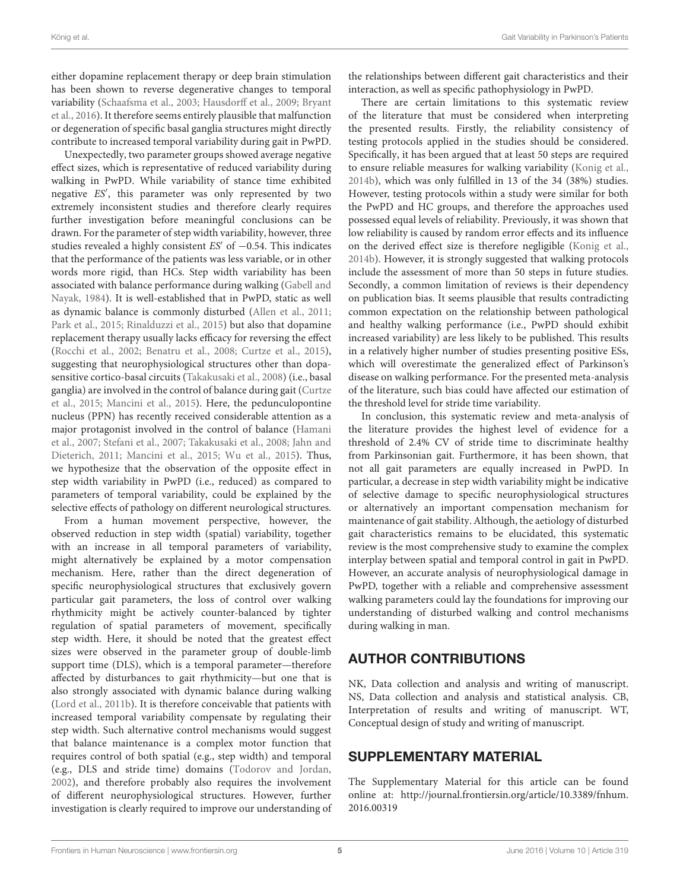either dopamine replacement therapy or deep brain stimulation has been shown to reverse degenerative changes to temporal variability (Schaafsma et al., 2003; Hausdorff et al., 2009; Bryant et al., 2016). It therefore seems entirely plausible that malfunction or degeneration of specific basal ganglia structures might directly contribute to increased temporal variability during gait in PwPD.

Unexpectedly, two parameter groups showed average negative effect sizes, which is representative of reduced variability during walking in PwPD. While variability of stance time exhibited negative $ES'$, this parameter was only represented by two extremely inconsistent studies and therefore clearly requires further investigation before meaningful conclusions can be drawn. For the parameter of step width variability, however, three studies revealed a highly consistent $ES'$ of −0.54. This indicates that the performance of the patients was less variable, or in other words more rigid, than HCs. Step width variability has been associated with balance performance during walking (Gabell and Nayak, 1984). It is well-established that in PwPD, static as well as dynamic balance is commonly disturbed (Allen et al., 2011; Park et al., 2015; Rinalduzzi et al., 2015) but also that dopamine replacement therapy usually lacks efficacy for reversing the effect (Rocchi et al., 2002; Benatru et al., 2008; Curtze et al., 2015), suggesting that neurophysiological structures other than dopa-sensitive cortico-basal circuits (Takakusaki et al., 2008) (i.e., basal ganglia) are involved in the control of balance during gait (Curtze et al., 2015; Mancini et al., 2015). Here, the pedunculopontine nucleus (PPN) has recently received considerable attention as a major protagonist involved in the control of balance (Hamani et al., 2007; Stefani et al., 2007; Takakusaki et al., 2008; Jahn and Dieterich, 2011; Mancini et al., 2015; Wu et al., 2015). Thus, we hypothesize that the observation of the opposite effect in step width variability in PwPD (i.e., reduced) as compared to parameters of temporal variability, could be explained by the selective effects of pathology on different neurological structures.

From a human movement perspective, however, the observed reduction in step width (spatial) variability, together with an increase in all temporal parameters of variability, might alternatively be explained by a motor compensation mechanism. Here, rather than the direct degeneration of specific neurophysiological structures that exclusively govern particular gait parameters, the loss of control over walking rhythmicity might be actively counter-balanced by tighter regulation of spatial parameters of movement, specifically step width. Here, it should be noted that the greatest effect sizes were observed in the parameter group of double-limb support time (DLS), which is a temporal parameter—therefore affected by disturbances to gait rhythmicity—but one that is also strongly associated with dynamic balance during walking (Lord et al., 2011b). It is therefore conceivable that patients with increased temporal variability compensate by regulating their step width. Such alternative control mechanisms would suggest that balance maintenance is a complex motor function that requires control of both spatial (e.g., step width) and temporal (e.g., DLS and stride time) domains (Todorov and Jordan, 2002), and therefore probably also requires the involvement of different neurophysiological structures. However, further investigation is clearly required to improve our understanding of the relationships between different gait characteristics and their interaction, as well as specific pathophysiology in PwPD.

There are certain limitations to this systematic review of the literature that must be considered when interpreting the presented results. Firstly, the reliability consistency of testing protocols applied in the studies should be considered. Specifically, it has been argued that at least 50 steps are required to ensure reliable measures for walking variability (Konig et al., 2014b), which was only fulfilled in 13 of the 34 (38%) studies. However, testing protocols within a study were similar for both the PwPD and HC groups, and therefore the approaches used possessed equal levels of reliability. Previously, it was shown that low reliability is caused by random error effects and its influence on the derived effect size is therefore negligible (Konig et al., 2014b). However, it is strongly suggested that walking protocols include the assessment of more than 50 steps in future studies. Secondly, a common limitation of reviews is their dependency on publication bias. It seems plausible that results contradicting common expectation on the relationship between pathological and healthy walking performance (i.e., PwPD should exhibit increased variability) are less likely to be published. This results in a relatively higher number of studies presenting positive ESs, which will overestimate the generalized effect of Parkinson's disease on walking performance. For the presented meta-analysis of the literature, such bias could have affected our estimation of the threshold level for stride time variability.

In conclusion, this systematic review and meta-analysis of the literature provides the highest level of evidence for a threshold of 2.4% CV of stride time to discriminate healthy from Parkinsonian gait. Furthermore, it has been shown, that not all gait parameters are equally increased in PwPD. In particular, a decrease in step width variability might be indicative of selective damage to specific neurophysiological structures or alternatively an important compensation mechanism for maintenance of gait stability. Although, the aetiology of disturbed gait characteristics remains to be elucidated, this systematic review is the most comprehensive study to examine the complex interplay between spatial and temporal control in gait in PwPD. However, an accurate analysis of neurophysiological damage in PwPD, together with a reliable and comprehensive assessment walking parameters could lay the foundations for improving our understanding of disturbed walking and control mechanisms during walking in man.

## AUTHOR CONTRIBUTIONS

NK, Data collection and analysis and writing of manuscript. NS, Data collection and analysis and statistical analysis. CB, Interpretation of results and writing of manuscript. WT, Conceptual design of study and writing of manuscript.

## SUPPLEMENTARY MATERIAL

The Supplementary Material for this article can be found online at: http://journal.frontiersin.org/article/10.3389/fnhum.2016.00319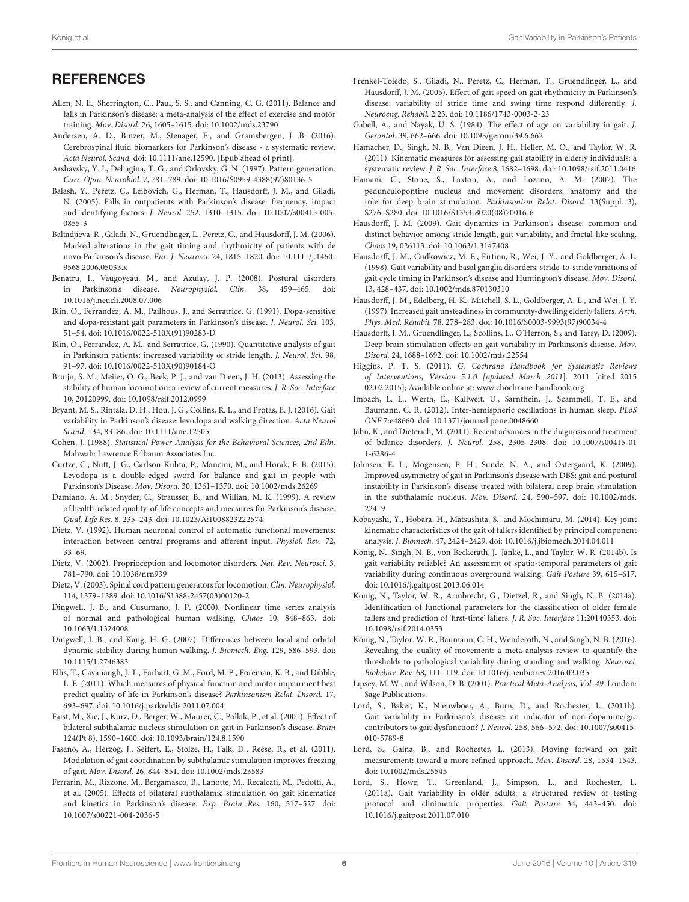## REFERENCES

Allen, N. E., Sherrington, C., Paul, S. S., and Canning, C. G. (2011). Balance and falls in Parkinson's disease: a meta-analysis of the effect of exercise and motor training. *Mov. Disord.* 26, 1605–1615. doi: 10.1002/mds.23790

Andersen, A. D., Binzer, M., Stenager, E., and Gramsbergen, J. B. (2016). Cerebrospinal fluid biomarkers for Parkinson's disease - a systematic review. *Acta Neurol. Scand.* doi: 10.1111/ane.12590. [Epub ahead of print].

Arshavsky, Y. I., Deliagina, T. G., and Orlovsky, G. N. (1997). Pattern generation. *Curr. Opin. Neurobiol.* 7, 781–789. doi: 10.1016/S0959-4388(97)80136-5

Balash, Y., Peretz, C., Leibovich, G., Herman, T., Hausdorff, J. M., and Giladi, N. (2005). Falls in outpatients with Parkinson's disease: frequency, impact and identifying factors. *J. Neurol.* 252, 1310–1315. doi: 10.1007/s00415-005-0855-3

Baltadjieva, R., Giladi, N., Gruendlinger, L., Peretz, C., and Hausdorff, J. M. (2006). Marked alterations in the gait timing and rhythmicity of patients with de novo Parkinson's disease. *Eur. J. Neurosci.* 24, 1815–1820. doi: 10.1111/j.1460-9568.2006.05033.x

Benatru, I., Vaugoyeau, M., and Azulay, J. P. (2008). Postural disorders in Parkinson's disease. *Neurophysiol. Clin.* 38, 459–465. doi: 10.1016/j.neucli.2008.07.006

Blin, O., Ferrandez, A. M., Pailhous, J., and Serratrice, G. (1991). Dopa-sensitive and dopa-resistant gait parameters in Parkinson's disease. *J. Neurol. Sci.* 103, 51–54. doi: 10.1016/0022-510X(91)90283-D

Blin, O., Ferrandez, A. M., and Serratrice, G. (1990). Quantitative analysis of gait in Parkinson patients: increased variability of stride length. *J. Neurol. Sci.* 98, 91–97. doi: 10.1016/0022-510X(90)90184-O

Bruijn, S. M., Meijer, O. G., Beek, P. J., and van Dieen, J. H. (2013). Assessing the stability of human locomotion: a review of current measures. *J. R. Soc. Interface* 10, 20120999. doi: 10.1098/rsif.2012.0999

Bryant, M. S., Rintala, D. H., Hou, J. G., Collins, R. L., and Protas, E. J. (2016). Gait variability in Parkinson's disease: levodopa and walking direction. *Acta Neurol Scand.* 134, 83–86. doi: 10.1111/ane.12505

Cohen, J. (1988). *Statistical Power Analysis for the Behavioral Sciences, 2nd Edn.* Mahwah: Lawrence Erlbaum Associates Inc.

Curtze, C., Nutt, J. G., Carlson-Kuhta, P., Mancini, M., and Horak, F. B. (2015). Levodopa is a double-edged sword for balance and gait in people with Parkinson's Disease. *Mov. Disord.* 30, 1361–1370. doi: 10.1002/mds.26269

Damiano, A. M., Snyder, C., Strausser, B., and Willian, M. K. (1999). A review of health-related quality-of-life concepts and measures for Parkinson's disease. *Qual. Life Res.* 8, 235–243. doi: 10.1023/A:1008823222574

Dietz, V. (1992). Human neuronal control of automatic functional movements: interaction between central programs and afferent input. *Physiol. Rev.* 72, 33–69.

Dietz, V. (2002). Proprioception and locomotor disorders. *Nat. Rev. Neurosci.* 3, 781–790. doi: 10.1038/nrn939

Dietz, V. (2003). Spinal cord pattern generators for locomotion. *Clin. Neurophysiol.* 114, 1379–1389. doi: 10.1016/S1388-2457(03)00120-2

Dingwell, J. B., and Cusumano, J. P. (2000). Nonlinear time series analysis of normal and pathological human walking. *Chaos* 10, 848–863. doi: 10.1063/1.1324008

Dingwell, J. B., and Kang, H. G. (2007). Differences between local and orbital dynamic stability during human walking. *J. Biomech. Eng.* 129, 586–593. doi: 10.1115/1.2746383

Ellis, T., Cavanaugh, J. T., Earhart, G. M., Ford, M. P., Foreman, K. B., and Dibble, L. E. (2011). Which measures of physical function and motor impairment best predict quality of life in Parkinson's disease? *Parkinsonism Relat. Disord.* 17, 693–697. doi: 10.1016/j.parkreldis.2011.07.004

Faist, M., Xie, J., Kurz, D., Berger, W., Maurer, C., Pollak, P., et al. (2001). Effect of bilateral subthalamic nucleus stimulation on gait in Parkinson's disease. *Brain* 124(Pt 8), 1590–1600. doi: 10.1093/brain/124.8.1590

Fasano, A., Herzog, J., Seifert, E., Stolze, H., Falk, D., Reese, R., et al. (2011). Modulation of gait coordination by subthalamic stimulation improves freezing of gait. *Mov. Disord.* 26, 844–851. doi: 10.1002/mds.23583

Ferrarin, M., Rizzone, M., Bergamasco, B., Lanotte, M., Recalcati, M., Pedotti, A., et al. (2005). Effects of bilateral subthalamic stimulation on gait kinematics and kinetics in Parkinson's disease. *Exp. Brain Res.* 160, 517–527. doi: 10.1007/s00221-004-2036-5

Frenkel-Toledo, S., Giladi, N., Peretz, C., Herman, T., Gruendlinger, L., and Hausdorff, J. M. (2005). Effect of gait speed on gait rhythmicity in Parkinson's disease: variability of stride time and swing time respond differently. *J. Neuroeng. Rehabil.* 2:23. doi: 10.1186/1743-0003-2-23

Gabell, A., and Nayak, U. S. (1984). The effect of age on variability in gait. *J. Gerontol.* 39, 662–666. doi: 10.1093/geronj/39.6.662

Hamacher, D., Singh, N. B., Van Dieen, J. H., Heller, M. O., and Taylor, W. R. (2011). Kinematic measures for assessing gait stability in elderly individuals: a systematic review. *J. R. Soc. Interface* 8, 1682–1698. doi: 10.1098/rsif.2011.0416

Hamani, C., Stone, S., Laxton, A., and Lozano, A. M. (2007). The pedunculopontine nucleus and movement disorders: anatomy and the role for deep brain stimulation. *Parkinsonism Relat. Disord.* 13(Suppl. 3), S276–S280. doi: 10.1016/S1353-8020(08)70016-6

Hausdorff, J. M. (2009). Gait dynamics in Parkinson's disease: common and distinct behavior among stride length, gait variability, and fractal-like scaling. *Chaos* 19, 026113. doi: 10.1063/1.3147408

Hausdorff, J. M., Cudkowicz, M. E., Firtion, R., Wei, J. Y., and Goldberger, A. L. (1998). Gait variability and basal ganglia disorders: stride-to-stride variations of gait cycle timing in Parkinson's disease and Huntington's disease. *Mov. Disord.* 13, 428–437. doi: 10.1002/mds.870130310

Hausdorff, J. M., Edelberg, H. K., Mitchell, S. L., Goldberger, A. L., and Wei, J. Y. (1997). Increased gait unsteadiness in community-dwelling elderly fallers. *Arch. Phys. Med. Rehabil.* 78, 278–283. doi: 10.1016/S0003-9993(97)90034-4

Hausdorff, J. M., Gruendlinger, L., Scollins, L., O'Herron, S., and Tarsy, D. (2009). Deep brain stimulation effects on gait variability in Parkinson's disease. *Mov. Disord.* 24, 1688–1692. doi: 10.1002/mds.22554

Higgins, P. T. S. (2011). *G. Cochrane Handbook for Systematic Reviews of Interventions, Version 5.1.0 [updated March 2011]*. 2011 [cited 2015 02.02.2015]; Available online at: www.chochrane-handbook.org

Imbach, L. L., Werth, E., Kallweit, U., Sarnthein, J., Scammell, T. E., and Baumann, C. R. (2012). Inter-hemispheric oscillations in human sleep. *PLoS ONE* 7:e48660. doi: 10.1371/journal.pone.0048660

Jahn, K., and Dieterich, M. (2011). Recent advances in the diagnosis and treatment of balance disorders. *J. Neurol.* 258, 2305–2308. doi: 10.1007/s00415-011-6286-4

Johnsen, E. L., Mogensen, P. H., Sunde, N. A., and Ostergaard, K. (2009). Improved asymmetry of gait in Parkinson's disease with DBS: gait and postural instability in Parkinson's disease treated with bilateral deep brain stimulation in the subthalamic nucleus. *Mov. Disord.* 24, 590–597. doi: 10.1002/mds.22419

Kobayashi, Y., Hobara, H., Matsushita, S., and Mochimaru, M. (2014). Key joint kinematic characteristics of the gait of fallers identified by principal component analysis. *J. Biomech.* 47, 2424–2429. doi: 10.1016/j.jbiomech.2014.04.011

Konig, N., Singh, N. B., von Beckerath, J., Janke, L., and Taylor, W. R. (2014b). Is gait variability reliable? An assessment of spatio-temporal parameters of gait variability during continuous overground walking. *Gait Posture* 39, 615–617. doi: 10.1016/j.gaitpost.2013.06.014

Konig, N., Taylor, W. R., Armbrecht, G., Dietzel, R., and Singh, N. B. (2014a). Identification of functional parameters for the classification of older female fallers and prediction of 'first-time' fallers. *J. R. Soc. Interface* 11:20140353. doi: 10.1098/rsif.2014.0353

König, N., Taylor. W. R., Baumann, C. H., Wenderoth, N., and Singh, N. B. (2016). Revealing the quality of movement: a meta-analysis review to quantify the thresholds to pathological variability during standing and walking. *Neurosci. Biobehav. Rev.* 68, 111–119. doi: 10.1016/j.neubiorev.2016.03.035

Lipsey, M. W., and Wilson, D. B. (2001). *Practical Meta-Analysis*, *Vol. 49.* London: Sage Publications.

Lord, S., Baker, K., Nieuwboer, A., Burn, D., and Rochester, L. (2011b). Gait variability in Parkinson's disease: an indicator of non-dopaminergic contributors to gait dysfunction? *J. Neurol.* 258, 566–572. doi: 10.1007/s00415-010-5789-8

Lord, S., Galna, B., and Rochester, L. (2013). Moving forward on gait measurement: toward a more refined approach. *Mov. Disord.* 28, 1534–1543. doi: 10.1002/mds.25545

Lord, S., Howe, T., Greenland, J., Simpson, L., and Rochester, L. (2011a). Gait variability in older adults: a structured review of testing protocol and clinimetric properties. *Gait Posture* 34, 443–450. doi: 10.1016/j.gaitpost.2011.07.010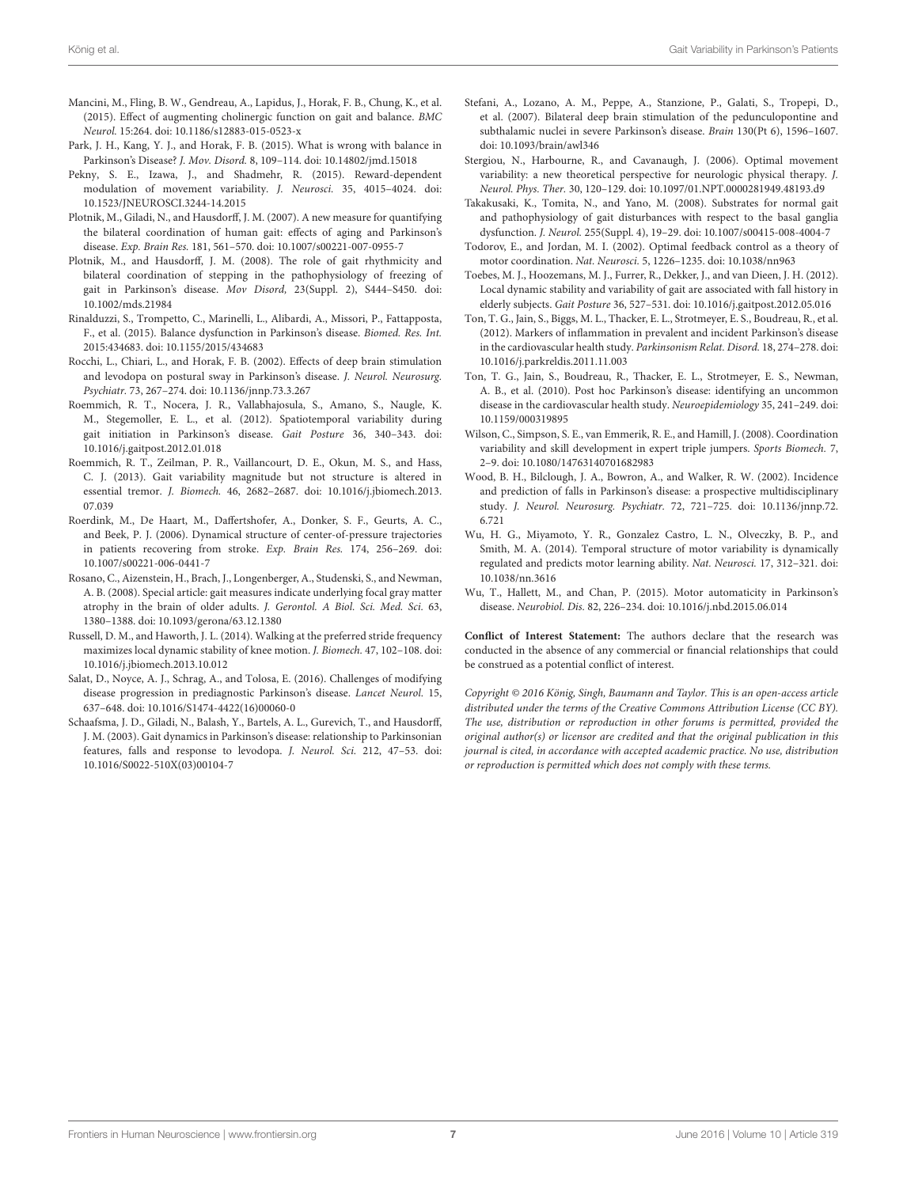Mancini, M., Fling, B. W., Gendreau, A., Lapidus, J., Horak, F. B., Chung, K., et al. (2015). Effect of augmenting cholinergic function on gait and balance. *BMC Neurol.* 15:264. doi: 10.1186/s12883-015-0523-x

Park, J. H., Kang, Y. J., and Horak, F. B. (2015). What is wrong with balance in Parkinson's Disease? *J. Mov. Disord.* 8, 109–114. doi: 10.14802/jmd.15018

Pekny, S. E., Izawa, J., and Shadmehr, R. (2015). Reward-dependent modulation of movement variability. *J. Neurosci.* 35, 4015–4024. doi: 10.1523/JNEUROSCI.3244-14.2015

Plotnik, M., Giladi, N., and Hausdorff, J. M. (2007). A new measure for quantifying the bilateral coordination of human gait: effects of aging and Parkinson's disease. *Exp. Brain Res.* 181, 561–570. doi: 10.1007/s00221-007-0955-7

Plotnik, M., and Hausdorff, J. M. (2008). The role of gait rhythmicity and bilateral coordination of stepping in the pathophysiology of freezing of gait in Parkinson's disease. *Mov Disord,* 23(Suppl. 2), S444–S450. doi: 10.1002/mds.21984

Rinalduzzi, S., Trompetto, C., Marinelli, L., Alibardi, A., Missori, P., Fattapposta, F., et al. (2015). Balance dysfunction in Parkinson's disease. *Biomed. Res. Int.* 2015:434683. doi: 10.1155/2015/434683

Rocchi, L., Chiari, L., and Horak, F. B. (2002). Effects of deep brain stimulation and levodopa on postural sway in Parkinson's disease. *J. Neurol. Neurosurg. Psychiatr.* 73, 267–274. doi: 10.1136/jnnp.73.3.267

Roemmich, R. T., Nocera, J. R., Vallabhajosula, S., Amano, S., Naugle, K. M., Stegemoller, E. L., et al. (2012). Spatiotemporal variability during gait initiation in Parkinson's disease. *Gait Posture* 36, 340–343. doi: 10.1016/j.gaitpost.2012.01.018

Roemmich, R. T., Zeilman, P. R., Vaillancourt, D. E., Okun, M. S., and Hass, C. J. (2013). Gait variability magnitude but not structure is altered in essential tremor. *J. Biomech.* 46, 2682–2687. doi: 10.1016/j.jbiomech.2013.07.039

Roerdink, M., De Haart, M., Daffertshofer, A., Donker, S. F., Geurts, A. C., and Beek, P. J. (2006). Dynamical structure of center-of-pressure trajectories in patients recovering from stroke. *Exp. Brain Res.* 174, 256–269. doi: 10.1007/s00221-006-0441-7

Rosano, C., Aizenstein, H., Brach, J., Longenberger, A., Studenski, S., and Newman, A. B. (2008). Special article: gait measures indicate underlying focal gray matter atrophy in the brain of older adults. *J. Gerontol. A Biol. Sci. Med. Sci.* 63, 1380–1388. doi: 10.1093/gerona/63.12.1380

Russell, D. M., and Haworth, J. L. (2014). Walking at the preferred stride frequency maximizes local dynamic stability of knee motion. *J. Biomech.* 47, 102–108. doi: 10.1016/j.jbiomech.2013.10.012

Salat, D., Noyce, A. J., Schrag, A., and Tolosa, E. (2016). Challenges of modifying disease progression in prediagnostic Parkinson's disease. *Lancet Neurol.* 15, 637–648. doi: 10.1016/S1474-4422(16)00060-0

Schaafsma, J. D., Giladi, N., Balash, Y., Bartels, A. L., Gurevich, T., and Hausdorff, J. M. (2003). Gait dynamics in Parkinson's disease: relationship to Parkinsonian features, falls and response to levodopa. *J. Neurol. Sci.* 212, 47–53. doi: 10.1016/S0022-510X(03)00104-7

Stefani, A., Lozano, A. M., Peppe, A., Stanzione, P., Galati, S., Tropepi, D., et al. (2007). Bilateral deep brain stimulation of the pedunculopontine and subthalamic nuclei in severe Parkinson's disease. *Brain* 130(Pt 6), 1596–1607. doi: 10.1093/brain/awl346

Stergiou, N., Harbourne, R., and Cavanaugh, J. (2006). Optimal movement variability: a new theoretical perspective for neurologic physical therapy. *J. Neurol. Phys. Ther.* 30, 120–129. doi: 10.1097/01.NPT.0000281949.48193.d9

Takakusaki, K., Tomita, N., and Yano, M. (2008). Substrates for normal gait and pathophysiology of gait disturbances with respect to the basal ganglia dysfunction. *J. Neurol.* 255(Suppl. 4), 19–29. doi: 10.1007/s00415-008-4004-7

Todorov, E., and Jordan, M. I. (2002). Optimal feedback control as a theory of motor coordination. *Nat. Neurosci.* 5, 1226–1235. doi: 10.1038/nn963

Toebes, M. J., Hoozemans, M. J., Furrer, R., Dekker, J., and van Dieen, J. H. (2012). Local dynamic stability and variability of gait are associated with fall history in elderly subjects. *Gait Posture* 36, 527–531. doi: 10.1016/j.gaitpost.2012.05.016

Ton, T. G., Jain, S., Biggs, M. L., Thacker, E. L., Strotmeyer, E. S., Boudreau, R., et al. (2012). Markers of inflammation in prevalent and incident Parkinson's disease in the cardiovascular health study. *Parkinsonism Relat. Disord.* 18, 274–278. doi: 10.1016/j.parkreldis.2011.11.003

Ton, T. G., Jain, S., Boudreau, R., Thacker, E. L., Strotmeyer, E. S., Newman, A. B., et al. (2010). Post hoc Parkinson's disease: identifying an uncommon disease in the cardiovascular health study. *Neuroepidemiology* 35, 241–249. doi: 10.1159/000319895

Wilson, C., Simpson, S. E., van Emmerik, R. E., and Hamill, J. (2008). Coordination variability and skill development in expert triple jumpers. *Sports Biomech.* 7, 2–9. doi: 10.1080/14763140701682983

Wood, B. H., Bilclough, J. A., Bowron, A., and Walker, R. W. (2002). Incidence and prediction of falls in Parkinson's disease: a prospective multidisciplinary study. *J. Neurol. Neurosurg. Psychiatr.* 72, 721–725. doi: 10.1136/jnnp.72.6.721

Wu, H. G., Miyamoto, Y. R., Gonzalez Castro, L. N., Olveczky, B. P., and Smith, M. A. (2014). Temporal structure of motor variability is dynamically regulated and predicts motor learning ability. *Nat. Neurosci.* 17, 312–321. doi: 10.1038/nn.3616

Wu, T., Hallett, M., and Chan, P. (2015). Motor automaticity in Parkinson's disease. *Neurobiol. Dis.* 82, 226–234. doi: 10.1016/j.nbd.2015.06.014

**Conflict of Interest Statement:** The authors declare that the research was conducted in the absence of any commercial or financial relationships that could be construed as a potential conflict of interest.

*Copyright © 2016 König, Singh, Baumann and Taylor. This is an open-access article distributed under the terms of the Creative Commons Attribution License (CC BY). The use, distribution or reproduction in other forums is permitted, provided the original author(s) or licensor are credited and that the original publication in this journal is cited, in accordance with accepted academic practice. No use, distribution or reproduction is permitted which does not comply with these terms.*